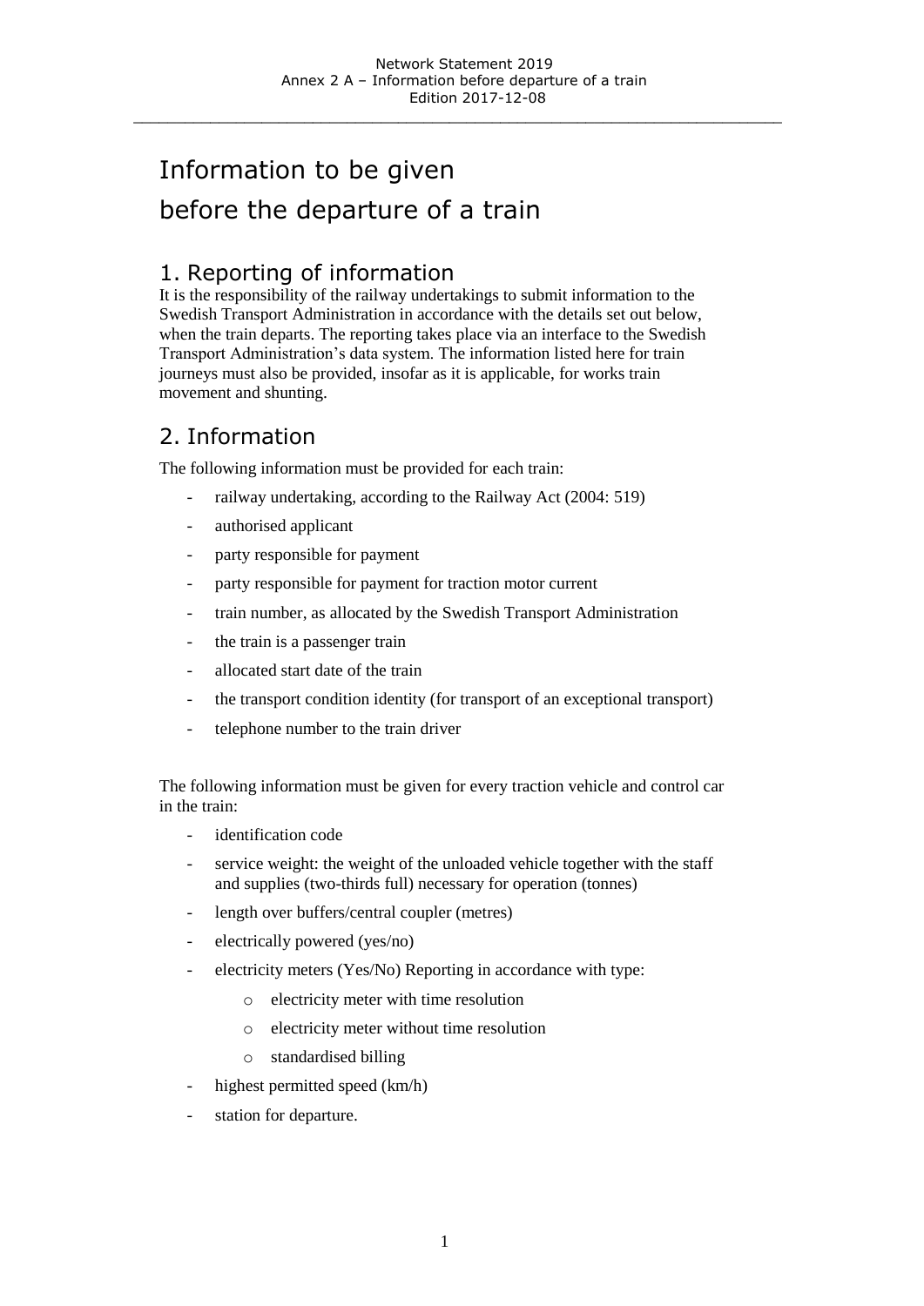# Information to be given before the departure of a train

## 1. Reporting of information

It is the responsibility of the railway undertakings to submit information to the Swedish Transport Administration in accordance with the details set out below, when the train departs. The reporting takes place via an interface to the Swedish Transport Administration's data system. The information listed here for train journeys must also be provided, insofar as it is applicable, for works train movement and shunting.

## 2. Information

The following information must be provided for each train:

- railway undertaking, according to the Railway Act (2004: 519)
- authorised applicant
- party responsible for payment
- party responsible for payment for traction motor current
- train number, as allocated by the Swedish Transport Administration
- the train is a passenger train
- allocated start date of the train
- the transport condition identity (for transport of an exceptional transport)
- telephone number to the train driver

The following information must be given for every traction vehicle and control car in the train:

- identification code
- service weight: the weight of the unloaded vehicle together with the staff and supplies (two-thirds full) necessary for operation (tonnes)
- length over buffers/central coupler (metres)
- electrically powered (yes/no)
- electricity meters (Yes/No) Reporting in accordance with type:
  - electricity meter with time resolution
  - electricity meter without time resolution
  - standardised billing
- highest permitted speed (km/h)
- station for departure.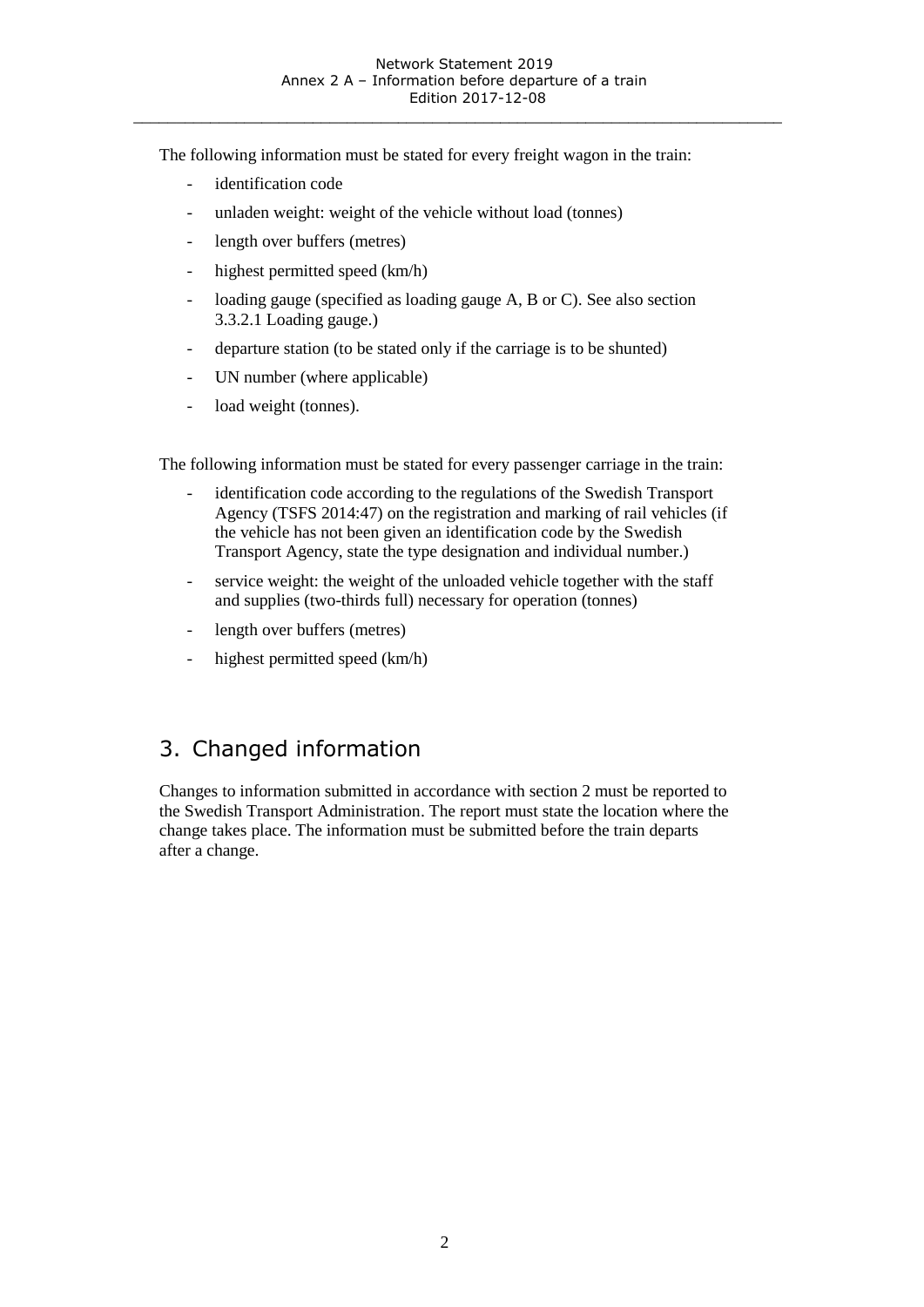The following information must be stated for every freight wagon in the train:

- identification code
- unladen weight: weight of the vehicle without load (tonnes)
- length over buffers (metres)
- highest permitted speed (km/h)
- loading gauge (specified as loading gauge A, B or C). See also section 3.3.2.1 Loading gauge.)
- departure station (to be stated only if the carriage is to be shunted)
- UN number (where applicable)
- load weight (tonnes).

The following information must be stated for every passenger carriage in the train:

- identification code according to the regulations of the Swedish Transport Agency (TSFS 2014:47) on the registration and marking of rail vehicles (if the vehicle has not been given an identification code by the Swedish Transport Agency, state the type designation and individual number.)
- service weight: the weight of the unloaded vehicle together with the staff and supplies (two-thirds full) necessary for operation (tonnes)
- length over buffers (metres)
- highest permitted speed (km/h)

# 3. Changed information

Changes to information submitted in accordance with section 2 must be reported to the Swedish Transport Administration. The report must state the location where the change takes place. The information must be submitted before the train departs after a change.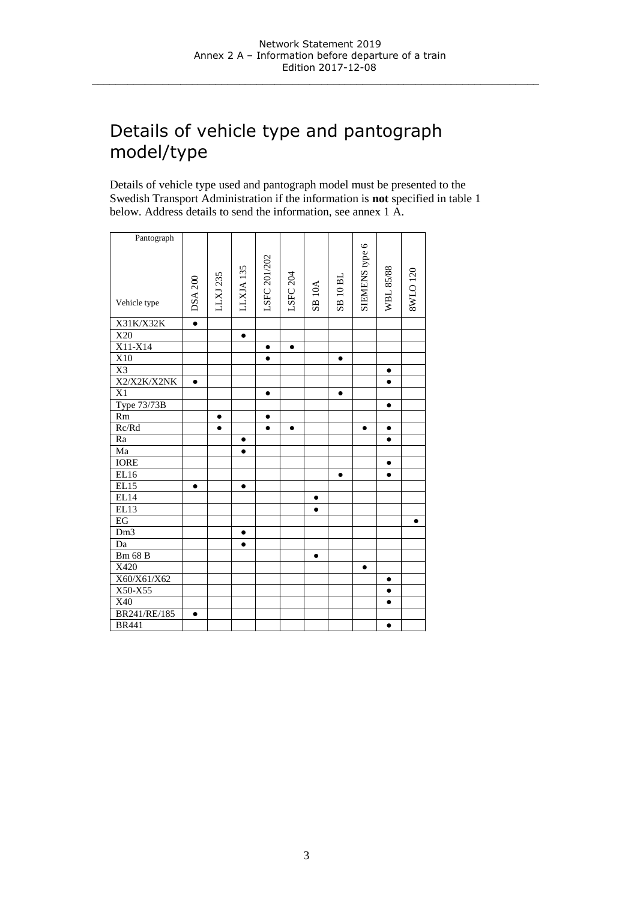# Details of vehicle type and pantograph model/type

Details of vehicle type used and pantograph model must be presented to the Swedish Transport Administration if the information is **not** specified in table 1 below. Address details to send the information, see annex 1 A.

| Pantograph / Vehicle type | DSA 200 | LLXJ 235 | LLXJA 135 | LSFC 201/202 | LSFC 204 | SB 10A | SB 10 BL | SIEMENS type 6 | WBL 85/88 | 8WLO 120 |
|---|---|---|---|---|---|---|---|---|---|---|
| X31K/X32K | ● | | | | | | | | | |
| X20 | | | ● | | | | | | | |
| X11-X14 | | | | ● | ● | | | | | |
| X10 | | | | ● | | | ● | | | |
| X3 | | | | | | | | | ● | |
| X2/X2K/X2NK | ● | | | | | | | | ● | |
| X1 | | | | ● | | | ● | | | |
| Type 73/73B | | | | | | | | | ● | |
| Rm | | ● | | ● | | | | | | |
| Rc/Rd | | ● | | ● | ● | | | ● | ● | |
| Ra | | | ● | | | | | | ● | |
| Ma | | | ● | | | | | | | |
| IORE | | | | | | | | | ● | |
| EL16 | | | | | | | ● | | ● | |
| EL15 | ● | | ● | | | | | | | |
| EL14 | | | | | | ● | | | | |
| EL13 | | | | | | ● | | | | |
| EG | | | | | | | | | | ● |
| Dm3 | | | ● | | | | | | | |
| Da | | | ● | | | | | | | |
| Bm 68 B | | | | | | ● | | | | |
| X420 | | | | | | | | ● | | |
| X60/X61/X62 | | | | | | | | | ● | |
| X50-X55 | | | | | | | | | ● | |
| X40 | | | | | | | | | ● | |
| BR241/RE/185 | ● | | | | | | | | | |
| BR441 | | | | | | | | | ● | |